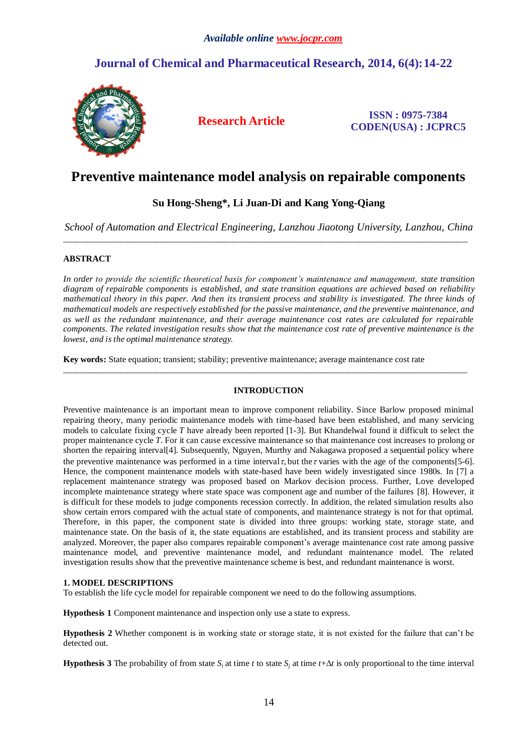*Available online www.jocpr.com*

**Journal of Chemical and Pharmaceutical Research, 2014, 6(4):14-22**

**Research Article**

**ISSN : 0975-7384**
**CODEN(USA) : JCPRC5**

# Preventive maintenance model analysis on repairable components

**Su Hong-Sheng\*, Li Juan-Di and Kang Yong-Qiang**

*School of Automation and Electrical Engineering, Lanzhou Jiaotong University, Lanzhou, China*

---

## ABSTRACT

*In order to provide the scientific theoretical basis for component's maintenance and management, state transition diagram of repairable components is established, and state transition equations are achieved based on reliability mathematical theory in this paper. And then its transient process and stability is investigated. The three kinds of mathematical models are respectively established for the passive maintenance, and the preventive maintenance, and as well as the redundant maintenance, and their average maintenance cost rates are calculated for repairable components. The related investigation results show that the maintenance cost rate of preventive maintenance is the lowest, and is the optimal maintenance strategy.*

**Key words:** State equation; transient; stability; preventive maintenance; average maintenance cost rate

---

## INTRODUCTION

Preventive maintenance is an important mean to improve component reliability. Since Barlow proposed minimal repairing theory, many periodic maintenance models with time-based have been established, and many servicing models to calculate fixing cycle $T$ have already been reported [1-3]. But Khandelwal found it difficult to select the proper maintenance cycle $T$. For it can cause excessive maintenance so that maintenance cost increases to prolong or shorten the repairing interval[4]. Subsequently, Nguyen, Murthy and Nakagawa proposed a sequential policy where the preventive maintenance was performed in a time interval $\tau$, but the $\tau$ varies with the age of the components[5-6]. Hence, the component maintenance models with state-based have been widely investigated since 1980s. In [7] a replacement maintenance strategy was proposed based on Markov decision process. Further, Love developed incomplete maintenance strategy where state space was component age and number of the failures [8]. However, it is difficult for these models to judge components recession correctly. In addition, the related simulation results also show certain errors compared with the actual state of components, and maintenance strategy is not for that optimal. Therefore, in this paper, the component state is divided into three groups: working state, storage state, and maintenance state. On the basis of it, the state equations are established, and its transient process and stability are analyzed. Moreover, the paper also compares repairable component's average maintenance cost rate among passive maintenance model, and preventive maintenance model, and redundant maintenance model. The related investigation results show that the preventive maintenance scheme is best, and redundant maintenance is worst.

### 1. MODEL DESCRIPTIONS

To establish the life cycle model for repairable component we need to do the following assumptions.

**Hypothesis 1** Component maintenance and inspection only use a state to express.

**Hypothesis 2** Whether component is in working state or storage state, it is not existed for the failure that can't be detected out.

**Hypothesis 3** The probability of from state $S_i$ at time $t$ to state $S_j$ at time $t+\Delta t$ is only proportional to the time interval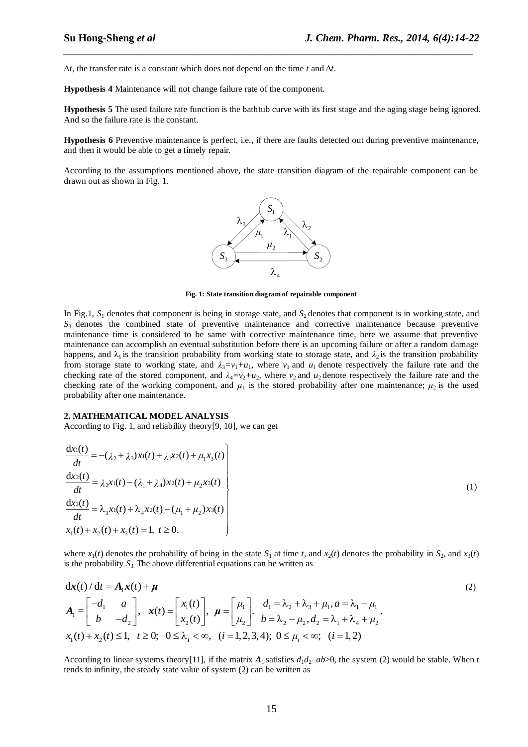$\Delta t$, the transfer rate is a constant which does not depend on the time $t$ and $\Delta t$.

**Hypothesis 4** Maintenance will not change failure rate of the component.

**Hypothesis 5** The used failure rate function is the bathtub curve with its first stage and the aging stage being ignored. And so the failure rate is the constant.

**Hypothesis 6** Preventive maintenance is perfect, i.e., if there are faults detected out during preventive maintenance, and then it would be able to get a timely repair.

According to the assumptions mentioned above, the state transition diagram of the repairable component can be drawn out as shown in Fig. 1.

**Fig. 1: State transition diagram of repairable component**

In Fig.1, $S_1$ denotes that component is being in storage state, and $S_2$ denotes that component is in working state, and $S_3$ denotes the combined state of preventive maintenance and corrective maintenance because preventive maintenance time is considered to be same with corrective maintenance time, here we assume that preventive maintenance can accomplish an eventual substitution before there is an upcoming failure or after a random damage happens, and $\lambda_1$ is the transition probability from working state to storage state, and $\lambda_2$ is the transition probability from storage state to working state, and $\lambda_3=v_1+u_1$, where $v_1$ and $u_1$ denote respectively the failure rate and the checking rate of the stored component, and $\lambda_4=v_2+u_2$, where $v_2$ and $u_2$ denote respectively the failure rate and the checking rate of the working component, and $\mu_1$ is the stored probability after one maintenance; $\mu_2$ is the used probability after one maintenance.

## 2. MATHEMATICAL MODEL ANALYSIS

According to Fig. 1, and reliability theory[9, 10], we can get

$$
\left.
\begin{aligned}
&\frac{\mathrm{d}x_1(t)}{dt} = -(\lambda_2+\lambda_3)x_1(t) + \lambda_1 x_2(t) + \mu_1 x_3(t) \\
&\frac{\mathrm{d}x_2(t)}{dt} = \lambda_2 x_1(t) - (\lambda_1+\lambda_4)x_2(t) + \mu_2 x_3(t) \\
&\frac{\mathrm{d}x_3(t)}{dt} = \lambda_3 x_1(t) + \lambda_4 x_2(t) - (\mu_1+\mu_2)x_3(t) \\
&x_1(t)+x_2(t)+x_3(t)=1,\ t\geq 0.
\end{aligned}
\right\} \tag{1}
$$

where $x_1(t)$ denotes the probability of being in the state $S_1$ at time $t$, and $x_2(t)$ denotes the probability in $S_2$, and $x_3(t)$ is the probability $S_3$. The above differential equations can be written as

$$
\mathrm{d}\boldsymbol{x}(t)/\mathrm{d}t = \boldsymbol{A}_1\boldsymbol{x}(t)+\boldsymbol{\mu} \tag{2}
$$

$$
\boldsymbol{A}_1=\begin{bmatrix}-d_1 & a\\ b & -d_2\end{bmatrix},\quad \boldsymbol{x}(t)=\begin{bmatrix}x_1(t)\\ x_2(t)\end{bmatrix},\quad \boldsymbol{\mu}=\begin{bmatrix}\mu_1\\ \mu_2\end{bmatrix}.\quad \begin{matrix}d_1=\lambda_2+\lambda_3+\mu_1, a=\lambda_1-\mu_1\\ b=\lambda_2-\mu_2, d_2=\lambda_1+\lambda_4+\mu_2\end{matrix}.
$$

$$
x_1(t)+x_2(t)\leq 1,\ \ t\geq 0;\ \ 0\leq\lambda_i<\infty,\ \ (i=1,2,3,4);\ 0\leq\mu_i<\infty;\ \ (i=1,2)
$$

According to linear systems theory[11], if the matrix $\boldsymbol{A}_1$ satisfies $d_1d_2-ab>0$, the system (2) would be stable. When $t$ tends to infinity, the steady state value of system (2) can be written as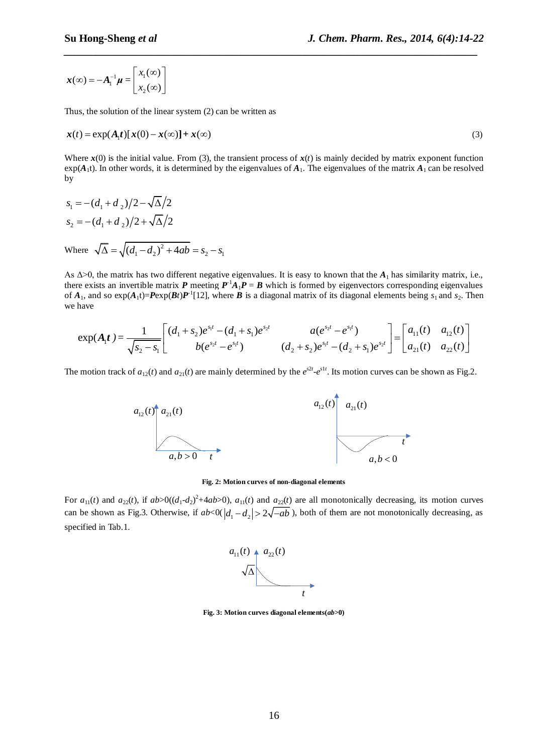$$\boldsymbol{x}(\infty) = -\boldsymbol{A}_1^{-1}\boldsymbol{\mu} = \begin{bmatrix} x_1(\infty) \\ x_2(\infty) \end{bmatrix}$$

Thus, the solution of the linear system (2) can be written as

$$\boldsymbol{x}(t) = \exp(\boldsymbol{A}_1 \boldsymbol{t})[\boldsymbol{x}(0) - \boldsymbol{x}(\infty)] + \boldsymbol{x}(\infty) \tag{3}$$

Where $\boldsymbol{x}(0)$ is the initial value. From (3), the transient process of $\boldsymbol{x}(t)$ is mainly decided by matrix exponent function $\exp(\boldsymbol{A}_1 t)$. In other words, it is determined by the eigenvalues of $\boldsymbol{A}_1$. The eigenvalues of the matrix $\boldsymbol{A}_1$ can be resolved by

$$s_1 = -(d_1 + d_2)/2 - \sqrt{\Delta}/2$$
$$s_2 = -(d_1 + d_2)/2 + \sqrt{\Delta}/2$$

Where $\sqrt{\Delta} = \sqrt{(d_1 - d_2)^2 + 4ab} = s_2 - s_1$

As $\Delta$>0, the matrix has two different negative eigenvalues. It is easy to known that the $\boldsymbol{A}_1$ has similarity matrix, i.e., there exists an invertible matrix $\boldsymbol{P}$ meeting $\boldsymbol{P}^{-1}\boldsymbol{A}_1\boldsymbol{P} = \boldsymbol{B}$ which is formed by eigenvectors corresponding eigenvalues of $\boldsymbol{A}_1$, and so $\exp(\boldsymbol{A}_1 t)=\boldsymbol{P}\exp(\boldsymbol{B}t)\boldsymbol{P}^{-1}$[12], where $\boldsymbol{B}$ is a diagonal matrix of its diagonal elements being $s_1$ and $s_2$. Then we have

$$\exp(\boldsymbol{A}_1 \boldsymbol{t}) = \frac{1}{\sqrt{s_2 - s_1}} \begin{bmatrix} (d_1 + s_2)e^{s_1 t} - (d_1 + s_1)e^{s_2 t} & a(e^{s_2 t} - e^{s_1 t}) \\ b(e^{s_2 t} - e^{s_1 t}) & (d_2 + s_2)e^{s_1 t} - (d_2 + s_1)e^{s_2 t} \end{bmatrix} = \begin{bmatrix} a_{11}(t) & a_{12}(t) \\ a_{21}(t) & a_{22}(t) \end{bmatrix}$$

The motion track of $a_{12}(t)$ and $a_{21}(t)$ are mainly determined by the $e^{s2t}$-$e^{s1t}$. Its motion curves can be shown as Fig.2.

**Fig. 2: Motion curves of non-diagonal elements**

For $a_{11}(t)$ and $a_{22}(t)$, if $ab$>0($(d_1-d_2)^2+4ab>0$), $a_{11}(t)$ and $a_{22}(t)$ are all monotonically decreasing, its motion curves can be shown as Fig.3. Otherwise, if $ab$<0( $|d_1 - d_2| > 2\sqrt{-ab}$ ), both of them are not monotonically decreasing, as specified in Tab.1.

**Fig. 3: Motion curves diagonal elements($ab$>0)**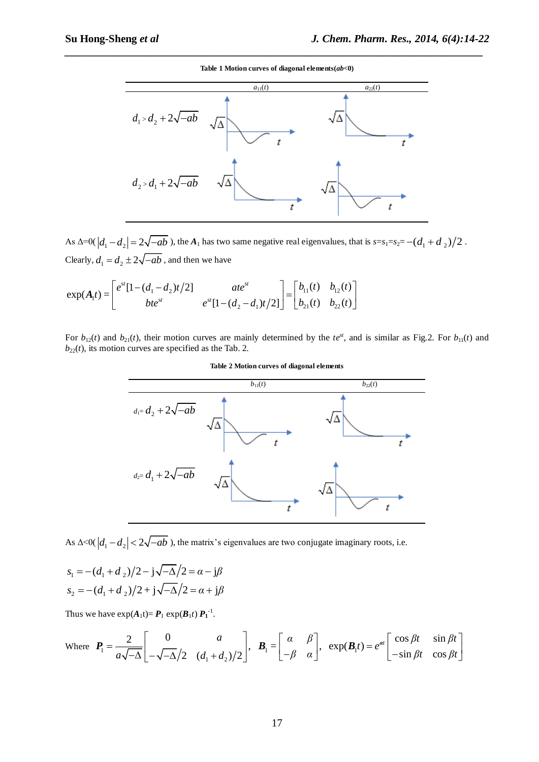**Table 1 Motion curves of diagonal elements($ab$<0)**

| | $a_{11}(t)$ | $a_{22}(t)$ |
|---|---|---|
| $d_1 > d_2 + 2\sqrt{-ab}$ | | |
| $d_2 > d_1 + 2\sqrt{-ab}$ | | |

As Δ=0( $|d_1 - d_2| = 2\sqrt{-ab}$ ), the $\boldsymbol{A}_1$ has two same negative real eigenvalues, that is $s=s_1=s_2=-(d_1+d_2)/2$ . Clearly, $d_1 = d_2 \pm 2\sqrt{-ab}$ , and then we have

$$\exp(\boldsymbol{A}_1 t) = \begin{bmatrix} e^{st}[1-(d_1-d_2)t/2] & ate^{st} \\ bte^{st} & e^{st}[1-(d_2-d_1)t/2] \end{bmatrix} = \begin{bmatrix} b_{11}(t) & b_{12}(t) \\ b_{21}(t) & b_{22}(t) \end{bmatrix}$$

For $b_{12}(t)$ and $b_{21}(t)$, their motion curves are mainly determined by the $te^{st}$, and is similar as Fig.2. For $b_{11}(t)$ and $b_{22}(t)$, its motion curves are specified as the Tab. 2.

**Table 2 Motion curves of diagonal elements**

| | $b_{11}(t)$ | $b_{22}(t)$ |
|---|---|---|
| $d_1 = d_2 + 2\sqrt{-ab}$ | | |
| $d_2 = d_1 + 2\sqrt{-ab}$ | | |

As Δ<0( $|d_1 - d_2| < 2\sqrt{-ab}$ ), the matrix's eigenvalues are two conjugate imaginary roots, i.e.

$$s_1 = -(d_1+d_2)/2 - \mathrm{j}\sqrt{-\Delta}/2 = \alpha - \mathrm{j}\beta$$
$$s_2 = -(d_1+d_2)/2 + \mathrm{j}\sqrt{-\Delta}/2 = \alpha + \mathrm{j}\beta$$

Thus we have exp($\boldsymbol{A}_1$t)= $\boldsymbol{P}_1$ exp($\boldsymbol{B}_1 t$) $\boldsymbol{P}_1^{-1}$.

Where $\boldsymbol{P}_1 = \dfrac{2}{a\sqrt{-\Delta}}\begin{bmatrix} 0 & a \\ -\sqrt{-\Delta}/2 & (d_1+d_2)/2 \end{bmatrix}$, $\boldsymbol{B}_1 = \begin{bmatrix} \alpha & \beta \\ -\beta & \alpha \end{bmatrix}$, $\exp(\boldsymbol{B}_1 t) = e^{\alpha t}\begin{bmatrix} \cos\beta t & \sin\beta t \\ -\sin\beta t & \cos\beta t \end{bmatrix}$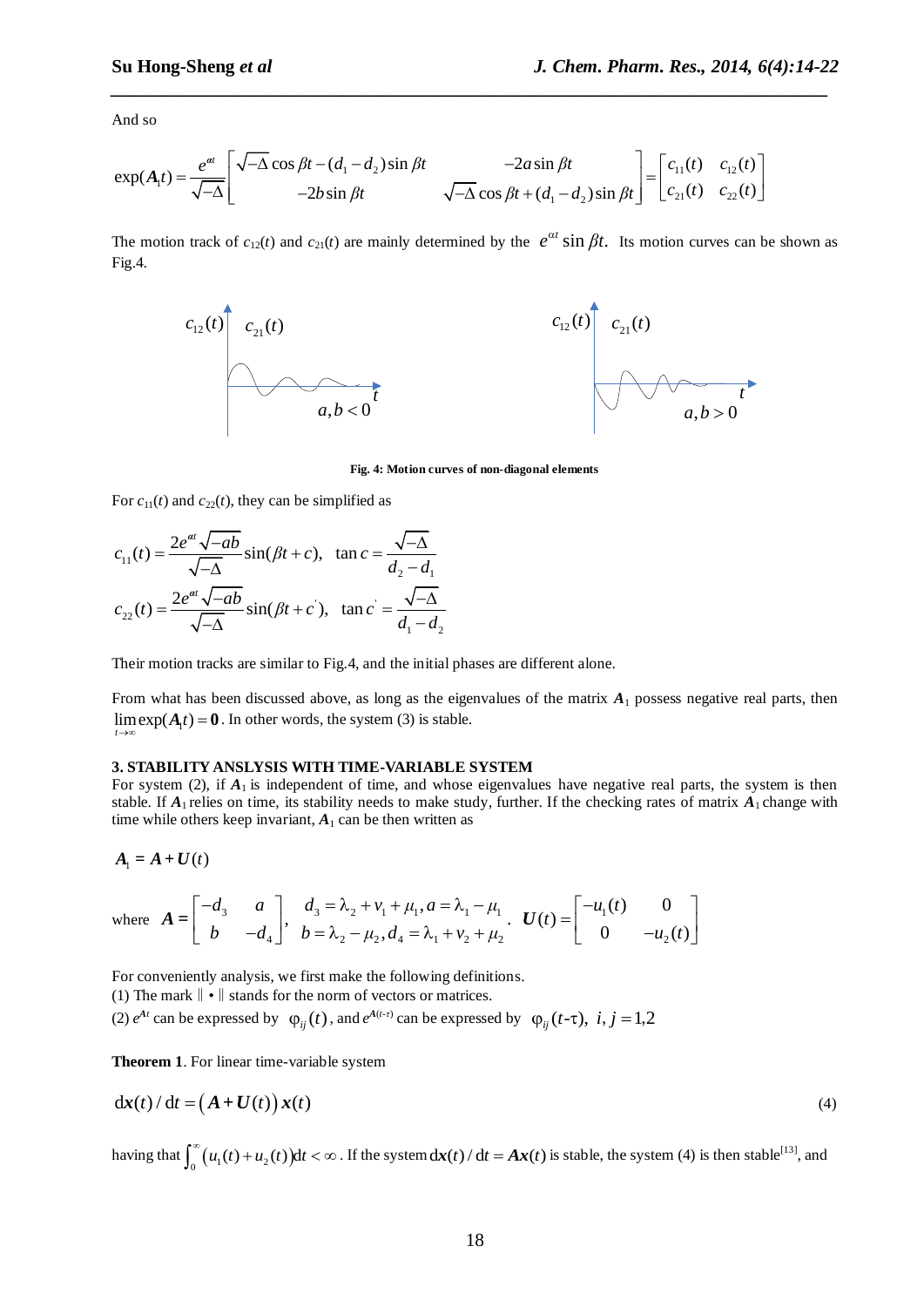And so

$$\exp(\boldsymbol{A}_1 t) = \frac{e^{\alpha t}}{\sqrt{-\Delta}} \begin{bmatrix} \sqrt{-\Delta}\cos\beta t - (d_1 - d_2)\sin\beta t & -2a\sin\beta t \\ -2b\sin\beta t & \sqrt{-\Delta}\cos\beta t + (d_1 - d_2)\sin\beta t \end{bmatrix} = \begin{bmatrix} c_{11}(t) & c_{12}(t) \\ c_{21}(t) & c_{22}(t) \end{bmatrix}$$

The motion track of $c_{12}(t)$ and $c_{21}(t)$ are mainly determined by the $e^{\alpha t}\sin\beta t$. Its motion curves can be shown as Fig.4.

Fig. 4: Motion curves of non-diagonal elements

For $c_{11}(t)$ and $c_{22}(t)$, they can be simplified as

$$c_{11}(t) = \frac{2e^{\alpha t}\sqrt{-ab}}{\sqrt{-\Delta}}\sin(\beta t + c), \quad \tan c = \frac{\sqrt{-\Delta}}{d_2 - d_1}$$

$$c_{22}(t) = \frac{2e^{\alpha t}\sqrt{-ab}}{\sqrt{-\Delta}}\sin(\beta t + c'), \quad \tan c' = \frac{\sqrt{-\Delta}}{d_1 - d_2}$$

Their motion tracks are similar to Fig.4, and the initial phases are different alone.

From what has been discussed above, as long as the eigenvalues of the matrix $\boldsymbol{A}_1$ possess negative real parts, then $\lim_{t\to\infty}\exp(\boldsymbol{A}_1 t) = \boldsymbol{0}$. In other words, the system (3) is stable.

## 3. STABILITY ANSLYSIS WITH TIME-VARIABLE SYSTEM

For system (2), if $\boldsymbol{A}_1$ is independent of time, and whose eigenvalues have negative real parts, the system is then stable. If $\boldsymbol{A}_1$ relies on time, its stability needs to make study, further. If the checking rates of matrix $\boldsymbol{A}_1$ change with time while others keep invariant, $\boldsymbol{A}_1$ can be then written as

$$\boldsymbol{A}_1 = \boldsymbol{A} + \boldsymbol{U}(t)$$

where $\boldsymbol{A} = \begin{bmatrix} -d_3 & a \\ b & -d_4 \end{bmatrix}$, $\begin{matrix} d_3 = \lambda_2 + \nu_1 + \mu_1, a = \lambda_1 - \mu_1 \\ b = \lambda_2 - \mu_2, d_4 = \lambda_1 + \nu_2 + \mu_2 \end{matrix}$. $\boldsymbol{U}(t) = \begin{bmatrix} -u_1(t) & 0 \\ 0 & -u_2(t) \end{bmatrix}$

For conveniently analysis, we first make the following definitions.

(1) The mark $\| \bullet \|$ stands for the norm of vectors or matrices.

(2) $e^{\boldsymbol{A}t}$ can be expressed by $\varphi_{ij}(t)$, and $e^{\boldsymbol{A}(t-\tau)}$ can be expressed by $\varphi_{ij}(t-\tau)$, $i, j = 1,2$

**Theorem 1**. For linear time-variable system

$$\mathrm{d}\boldsymbol{x}(t)/\mathrm{d}t = \left(\boldsymbol{A} + \boldsymbol{U}(t)\right)\boldsymbol{x}(t) \tag{4}$$

having that $\int_0^\infty (u_1(t) + u_2(t))\mathrm{d}t < \infty$. If the system $\mathrm{d}\boldsymbol{x}(t)/\mathrm{d}t = \boldsymbol{A}\boldsymbol{x}(t)$ is stable, the system (4) is then stable[13], and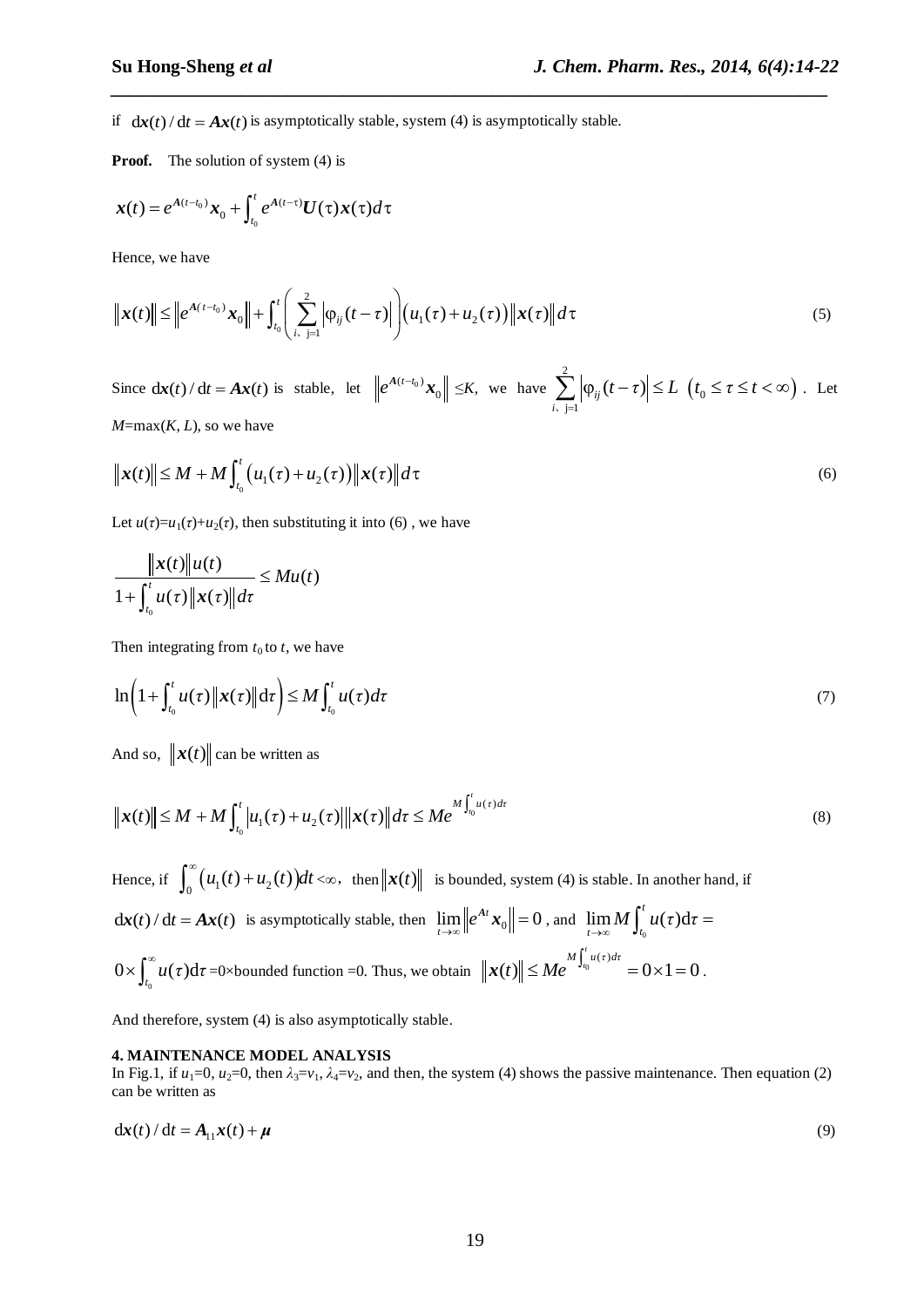if $\mathrm{d}\boldsymbol{x}(t)/\mathrm{d}t = \boldsymbol{A}\boldsymbol{x}(t)$ is asymptotically stable, system (4) is asymptotically stable.

**Proof.** The solution of system (4) is

$$\boldsymbol{x}(t) = e^{\boldsymbol{A}(t-t_0)}\boldsymbol{x}_0 + \int_{t_0}^{t} e^{\boldsymbol{A}(t-\tau)}\boldsymbol{U}(\tau)\boldsymbol{x}(\tau)d\tau$$

Hence, we have

$$\|\boldsymbol{x}(t)\| \le \left\|e^{\boldsymbol{A}(t-t_0)}\boldsymbol{x}_0\right\| + \int_{t_0}^{t}\left(\sum_{i、j=1}^{2}\left|\varphi_{ij}(t-\tau)\right|\right)\left(u_1(\tau)+u_2(\tau)\right)\|\boldsymbol{x}(\tau)\|d\tau \tag{5}$$

Since $\mathrm{d}\boldsymbol{x}(t)/\mathrm{d}t = \boldsymbol{A}\boldsymbol{x}(t)$ is stable, let $\left\|e^{\boldsymbol{A}(t-t_0)}\boldsymbol{x}_0\right\| \le K$, we have $\sum_{i、j=1}^{2}\left|\varphi_{ij}(t-\tau)\right| \le L \ \left(t_0 \le \tau \le t < \infty\right)$. Let $M$=max($K$, $L$), so we have

$$\|\boldsymbol{x}(t)\| \le M + M\int_{t_0}^{t}\left(u_1(\tau)+u_2(\tau)\right)\|\boldsymbol{x}(\tau)\|d\tau \tag{6}$$

Let $u(\tau)=u_1(\tau)+u_2(\tau)$, then substituting it into (6) , we have

$$\frac{\|\boldsymbol{x}(t)\|u(t)}{1+\int_{t_0}^{t}u(\tau)\|\boldsymbol{x}(\tau)\|d\tau} \le Mu(t)$$

Then integrating from $t_0$ to $t$, we have

$$\ln\left(1+\int_{t_0}^{t}u(\tau)\|\boldsymbol{x}(\tau)\|\mathrm{d}\tau\right) \le M\int_{t_0}^{t}u(\tau)d\tau \tag{7}$$

And so, $\|\boldsymbol{x}(t)\|$ can be written as

$$\|\boldsymbol{x}(t)\| \le M + M\int_{t_0}^{t}\left|u_1(\tau)+u_2(\tau)\right|\|\boldsymbol{x}(\tau)\|d\tau \le Me^{M\int_{t_0}^{t}u(\tau)d\tau} \tag{8}$$

Hence, if $\int_0^{\infty}\left(u_1(t)+u_2(t)\right)dt < \infty$, then $\|\boldsymbol{x}(t)\|$ is bounded, system (4) is stable. In another hand, if $\mathrm{d}\boldsymbol{x}(t)/\mathrm{d}t = \boldsymbol{A}\boldsymbol{x}(t)$ is asymptotically stable, then $\lim_{t\to\infty}\left\|e^{\boldsymbol{A}t}\boldsymbol{x}_0\right\| = 0$ , and $\lim_{t\to\infty}M\int_{t_0}^{t}u(\tau)\mathrm{d}\tau =$ $0\times\int_{t_0}^{\infty}u(\tau)\mathrm{d}\tau$ =0×bounded function =0. Thus, we obtain $\|\boldsymbol{x}(t)\| \le Me^{M\int_{t_0}^{t}u(\tau)d\tau} = 0\times 1 = 0$ .

And therefore, system (4) is also asymptotically stable.

**4. MAINTENANCE MODEL ANALYSIS**

In Fig.1, if $u_1$=0, $u_2$=0, then $\lambda_3=v_1$, $\lambda_4=v_2$, and then, the system (4) shows the passive maintenance. Then equation (2) can be written as

$$\mathrm{d}\boldsymbol{x}(t)/\mathrm{d}t = \boldsymbol{A}_{11}\boldsymbol{x}(t) + \boldsymbol{\mu} \tag{9}$$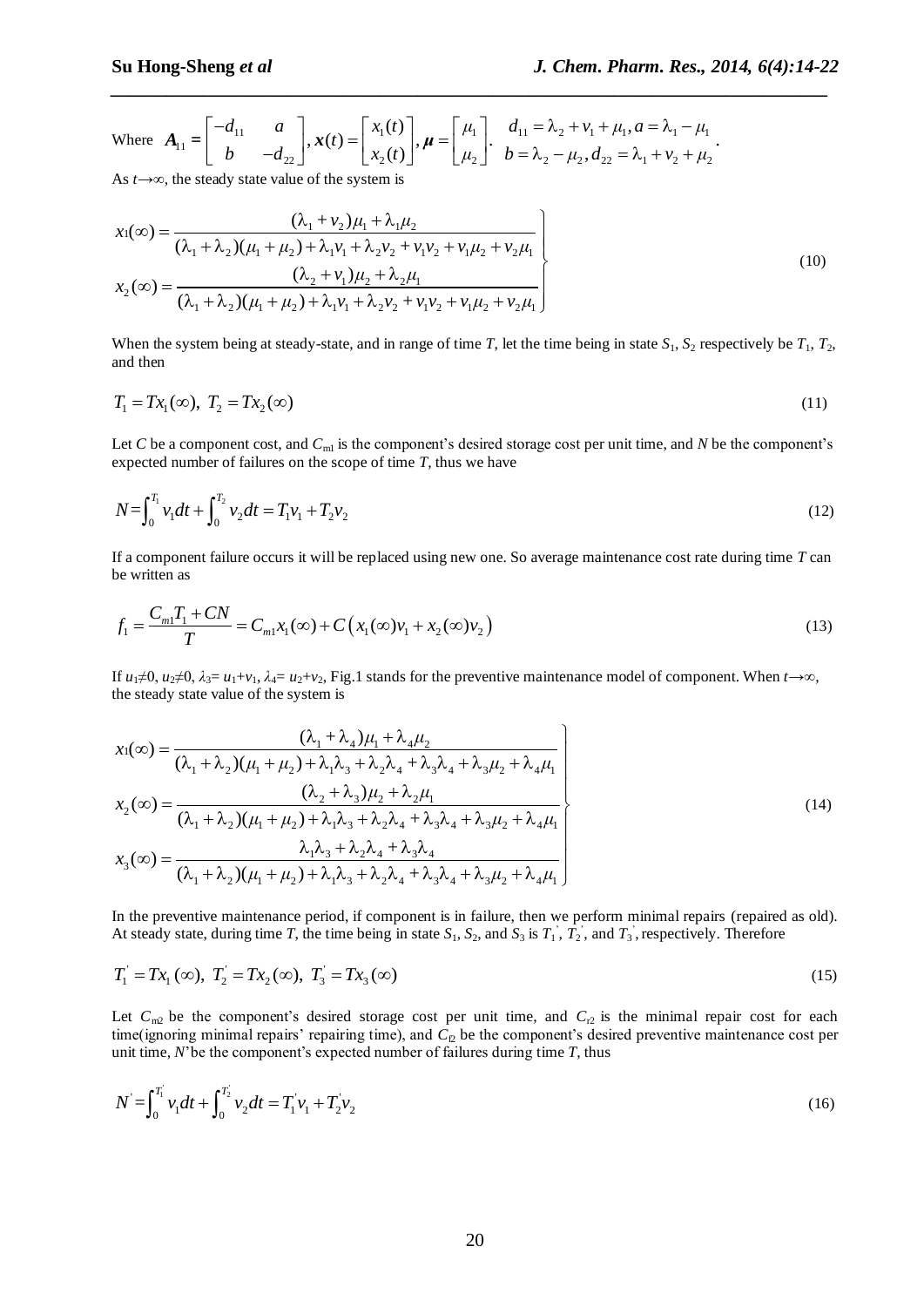Where $\boldsymbol{A}_{11} = \begin{bmatrix} -d_{11} & a \\ b & -d_{22} \end{bmatrix}, \boldsymbol{x}(t) = \begin{bmatrix} x_1(t) \\ x_2(t) \end{bmatrix}, \boldsymbol{\mu} = \begin{bmatrix} \mu_1 \\ \mu_2 \end{bmatrix}$. $d_{11} = \lambda_2 + v_1 + \mu_1, a = \lambda_1 - \mu_1$, $b = \lambda_2 - \mu_2, d_{22} = \lambda_1 + v_2 + \mu_2$.

As $t \to \infty$, the steady state value of the system is

$$\left.\begin{aligned} x_1(\infty) &= \frac{(\lambda_1 + v_2)\mu_1 + \lambda_1\mu_2}{(\lambda_1 + \lambda_2)(\mu_1 + \mu_2) + \lambda_1 v_1 + \lambda_2 v_2 + v_1 v_2 + v_1\mu_2 + v_2\mu_1} \\ x_2(\infty) &= \frac{(\lambda_2 + v_1)\mu_2 + \lambda_2\mu_1}{(\lambda_1 + \lambda_2)(\mu_1 + \mu_2) + \lambda_1 v_1 + \lambda_2 v_2 + v_1 v_2 + v_1\mu_2 + v_2\mu_1} \end{aligned}\right\} \tag{10}$$

When the system being at steady-state, and in range of time $T$, let the time being in state $S_1$, $S_2$ respectively be $T_1$, $T_2$, and then

$$T_1 = Tx_1(\infty),\ T_2 = Tx_2(\infty) \tag{11}$$

Let $C$ be a component cost, and $C_{m1}$ is the component's desired storage cost per unit time, and $N$ be the component's expected number of failures on the scope of time $T$, thus we have

$$N = \int_0^{T_1} v_1 dt + \int_0^{T_2} v_2 dt = T_1 v_1 + T_2 v_2 \tag{12}$$

If a component failure occurs it will be replaced using new one. So average maintenance cost rate during time $T$ can be written as

$$f_1 = \frac{C_{m1}T_1 + CN}{T} = C_{m1}x_1(\infty) + C\left(x_1(\infty)v_1 + x_2(\infty)v_2\right) \tag{13}$$

If $u_1 \neq 0$, $u_2 \neq 0$, $\lambda_3 = u_1 + v_1$, $\lambda_4 = u_2 + v_2$, Fig.1 stands for the preventive maintenance model of component. When $t \to \infty$, the steady state value of the system is

$$\left.\begin{aligned} x_1(\infty) &= \frac{(\lambda_1 + \lambda_4)\mu_1 + \lambda_4\mu_2}{(\lambda_1 + \lambda_2)(\mu_1 + \mu_2) + \lambda_1\lambda_3 + \lambda_2\lambda_4 + \lambda_3\lambda_4 + \lambda_3\mu_2 + \lambda_4\mu_1} \\ x_2(\infty) &= \frac{(\lambda_2 + \lambda_3)\mu_2 + \lambda_2\mu_1}{(\lambda_1 + \lambda_2)(\mu_1 + \mu_2) + \lambda_1\lambda_3 + \lambda_2\lambda_4 + \lambda_3\lambda_4 + \lambda_3\mu_2 + \lambda_4\mu_1} \\ x_3(\infty) &= \frac{\lambda_1\lambda_3 + \lambda_2\lambda_4 + \lambda_3\lambda_4}{(\lambda_1 + \lambda_2)(\mu_1 + \mu_2) + \lambda_1\lambda_3 + \lambda_2\lambda_4 + \lambda_3\lambda_4 + \lambda_3\mu_2 + \lambda_4\mu_1} \end{aligned}\right\} \tag{14}$$

In the preventive maintenance period, if component is in failure, then we perform minimal repairs (repaired as old). At steady state, during time $T$, the time being in state $S_1$, $S_2$, and $S_3$ is $T_1^{'}$, $T_2^{'}$, and $T_3^{'}$, respectively. Therefore

$$T_1^{'} = Tx_1(\infty),\ T_2^{'} = Tx_2(\infty),\ T_3^{'} = Tx_3(\infty) \tag{15}$$

Let $C_{m2}$ be the component's desired storage cost per unit time, and $C_{r2}$ is the minimal repair cost for each time(ignoring minimal repairs' repairing time), and $C_{l2}$ be the component's desired preventive maintenance cost per unit time, $N'$be the component's expected number of failures during time $T$, thus

$$N^{'} = \int_0^{T_1^{'}} v_1 dt + \int_0^{T_2^{'}} v_2 dt = T_1^{'} v_1 + T_2^{'} v_2 \tag{16}$$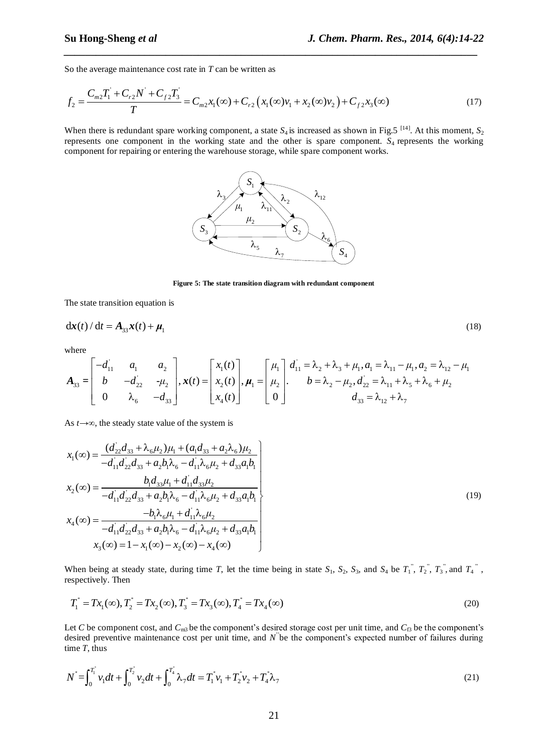So the average maintenance cost rate in $T$ can be written as

$$f_2 = \frac{C_{m2}T_1^{'} + C_{r2}N^{'} + C_{f2}T_3^{'}}{T} = C_{m2}x_1(\infty) + C_{r2}\left(x_1(\infty)v_1 + x_2(\infty)v_2\right) + C_{f2}x_3(\infty) \tag{17}$$

When there is redundant spare working component, a state $S_4$ is increased as shown in Fig.5 [14]. At this moment, $S_2$ represents one component in the working state and the other is spare component. $S_4$ represents the working component for repairing or entering the warehouse storage, while spare component works.

**Figure 5: The state transition diagram with redundant component**

The state transition equation is

$$\mathrm{d}\boldsymbol{x}(t)/\mathrm{d}t = \boldsymbol{A}_{33}\boldsymbol{x}(t) + \boldsymbol{\mu}_1 \tag{18}$$

where

$$\boldsymbol{A}_{33} = \begin{bmatrix} -d_{11}^{'} & a_1 & a_2 \\ b & -d_{22}^{'} & -\mu_2 \\ 0 & \lambda_6 & -d_{33} \end{bmatrix}, \boldsymbol{x}(t) = \begin{bmatrix} x_1(t) \\ x_2(t) \\ x_4(t) \end{bmatrix}, \boldsymbol{\mu}_1 = \begin{bmatrix} \mu_1 \\ \mu_2 \\ 0 \end{bmatrix}. \quad \begin{matrix} d_{11}^{'} = \lambda_2 + \lambda_3 + \mu_1, a_1 = \lambda_{11} - \mu_1, a_2 = \lambda_{12} - \mu_1 \\ b = \lambda_2 - \mu_2, d_{22}^{'} = \lambda_{11} + \lambda_5 + \lambda_6 + \mu_2 \\ d_{33} = \lambda_{12} + \lambda_7 \end{matrix}$$

As $t\to\infty$, the steady state value of the system is

$$\left.\begin{aligned} x_1(\infty) &= \frac{(d_{22}^{'}d_{33} + \lambda_6\mu_2)\mu_1 + (a_1 d_{33} + a_2\lambda_6)\mu_2}{-d_{11}^{'}d_{22}^{'}d_{33} + a_2 b_1\lambda_6 - d_{11}^{'}\lambda_6\mu_2 + d_{33}a_1 b_1} \\ x_2(\infty) &= \frac{b_1 d_{33}\mu_1 + d_{11}^{'}d_{33}\mu_2}{-d_{11}^{'}d_{22}^{'}d_{33} + a_2 b_1\lambda_6 - d_{11}^{'}\lambda_6\mu_2 + d_{33}a_1 b_1} \\ x_4(\infty) &= \frac{-b_1\lambda_6\mu_1 + d_{11}^{'}\lambda_6\mu_2}{-d_{11}^{'}d_{22}^{'}d_{33} + a_2 b_1\lambda_6 - d_{11}^{'}\lambda_6\mu_2 + d_{33}a_1 b_1} \\ x_3(\infty) &= 1 - x_1(\infty) - x_2(\infty) - x_4(\infty) \end{aligned}\right\} \tag{19}$$

When being at steady state, during time $T$, let the time being in state $S_1$, $S_2$, $S_3$, and $S_4$ be $T_1^{''}$, $T_2^{''}$, $T_3^{''}$, and $T_4^{''}$, respectively. Then

$$T_1^{''} = Tx_1(\infty), T_2^{''} = Tx_2(\infty), T_3^{''} = Tx_3(\infty), T_4^{''} = Tx_4(\infty) \tag{20}$$

Let $C$ be component cost, and $C_{m3}$ be the component's desired storage cost per unit time, and $C_{f3}$ be the component's desired preventive maintenance cost per unit time, and $N^{''}$ be the component's expected number of failures during time $T$, thus

$$N^{''} = \int_0^{T_1^{''}} v_1 dt + \int_0^{T_2^{''}} v_2 dt + \int_0^{T_4^{''}} \lambda_7 dt = T_1^{''}v_1 + T_2^{''}v_2 + T_4^{''}\lambda_7 \tag{21}$$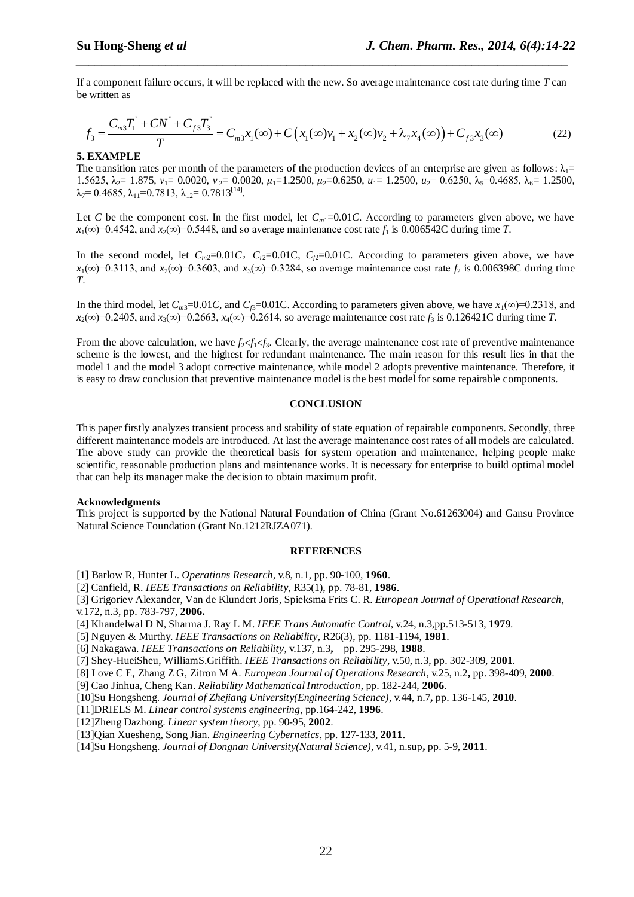If a component failure occurs, it will be replaced with the new. So average maintenance cost rate during time $T$ can be written as

$$f_3 = \frac{C_{m3}T_1^{"} + CN^{"} + C_{f3}T_3^{"}}{T} = C_{m3}x_1(\infty) + C\left(x_1(\infty)v_1 + x_2(\infty)v_2 + \lambda_7 x_4(\infty)\right) + C_{f3}x_3(\infty) \tag{22}$$

## 5. EXAMPLE

The transition rates per month of the parameters of the production devices of an enterprise are given as follows: $\lambda_1$= 1.5625, $\lambda_2$= 1.875, $v_1$= 0.0020, $v_2$= 0.0020, $\mu_1$=1.2500, $\mu_2$=0.6250, $u_1$= 1.2500, $u_2$= 0.6250, $\lambda_5$=0.4685, $\lambda_6$= 1.2500, $\lambda_7$= 0.4685, $\lambda_{11}$=0.7813, $\lambda_{12}$= 0.7813[14].

Let $C$ be the component cost. In the first model, let $C_{m1}$=0.01$C$. According to parameters given above, we have $x_1(\infty)$=0.4542, and $x_2(\infty)$=0.5448, and so average maintenance cost rate $f_1$ is 0.006542C during time $T$.

In the second model, let $C_{m2}$=0.01$C$，$C_{r2}$=0.01C, $C_{f2}$=0.01C. According to parameters given above, we have $x_1(\infty)$=0.3113, and $x_2(\infty)$=0.3603, and $x_3(\infty)$=0.3284, so average maintenance cost rate $f_2$ is 0.006398C during time $T$.

In the third model, let $C_{m3}$=0.01$C$, and $C_{f3}$=0.01C. According to parameters given above, we have $x_1(\infty)$=0.2318, and $x_2(\infty)$=0.2405, and $x_3(\infty)$=0.2663, $x_4(\infty)$=0.2614, so average maintenance cost rate $f_3$ is 0.126421C during time $T$.

From the above calculation, we have $f_2<f_1<f_3$. Clearly, the average maintenance cost rate of preventive maintenance scheme is the lowest, and the highest for redundant maintenance. The main reason for this result lies in that the model 1 and the model 3 adopt corrective maintenance, while model 2 adopts preventive maintenance. Therefore, it is easy to draw conclusion that preventive maintenance model is the best model for some repairable components.

## CONCLUSION

This paper firstly analyzes transient process and stability of state equation of repairable components. Secondly, three different maintenance models are introduced. At last the average maintenance cost rates of all models are calculated. The above study can provide the theoretical basis for system operation and maintenance, helping people make scientific, reasonable production plans and maintenance works. It is necessary for enterprise to build optimal model that can help its manager make the decision to obtain maximum profit.

**Acknowledgments**

This project is supported by the National Natural Foundation of China (Grant No.61263004) and Gansu Province Natural Science Foundation (Grant No.1212RJZA071).

## REFERENCES

[1] Barlow R, Hunter L. *Operations Research*, v.8, n.1, pp. 90-100, **1960**.

[2] Canfield, R. *IEEE Transactions on Reliability*, R35(1), pp. 78-81, **1986**.

[3] Grigoriev Alexander, Van de Klundert Joris, Spieksma Frits C. R. *European Journal of Operational Research*, v.172, n.3, pp. 783-797, **2006.**

[4] Khandelwal D N, Sharma J. Ray L M. *IEEE Trans Automatic Control*, v.24, n.3,pp.513-513, **1979**.

[5] Nguyen & Murthy. *IEEE Transactions on Reliability*, R26(3), pp. 1181-1194, **1981**.

[6] Nakagawa. *IEEE Transactions on Reliability*, v.137, n.3**,** pp. 295-298, **1988**.

[7] Shey-HueiSheu, WilliamS.Griffith. *IEEE Transactions on Reliability*, v.50, n.3, pp. 302-309, **2001**.

[8] Love C E, Zhang Z G, Zitron M A. *European Journal of Operations Research*, v.25, n.2**,** pp. 398-409, **2000**.

[9] Cao Jinhua, Cheng Kan. *Reliability Mathematical Introduction*, pp. 182-244, **2006**.

[10]Su Hongsheng. *Journal of Zhejiang University(Engineering Science)*, v.44, n.7**,** pp. 136-145, **2010**.

[11]DRIELS M. *Linear control systems engineering*, pp.164-242, **1996**.

[12]Zheng Dazhong. *Linear system theory*, pp. 90-95, **2002**.

[13]Qian Xuesheng, Song Jian. *Engineering Cybernetics*, pp. 127-133, **2011**.

[14]Su Hongsheng. *Journal of Dongnan University(Natural Science)*, v.41, n.sup**,** pp. 5-9, **2011**.